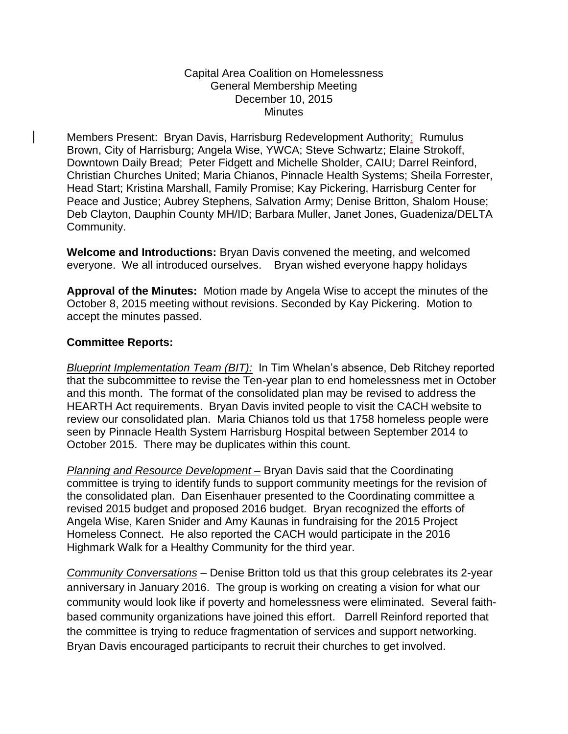Capital Area Coalition on Homelessness
General Membership Meeting
December 10, 2015
Minutes

Members Present: Bryan Davis, Harrisburg Redevelopment Authority; Rumulus Brown, City of Harrisburg; Angela Wise, YWCA; Steve Schwartz; Elaine Strokoff, Downtown Daily Bread; Peter Fidgett and Michelle Sholder, CAIU; Darrel Reinford, Christian Churches United; Maria Chianos, Pinnacle Health Systems; Sheila Forrester, Head Start; Kristina Marshall, Family Promise; Kay Pickering, Harrisburg Center for Peace and Justice; Aubrey Stephens, Salvation Army; Denise Britton, Shalom House; Deb Clayton, Dauphin County MH/ID; Barbara Muller, Janet Jones, Guadeniza/DELTA Community.

**Welcome and Introductions:** Bryan Davis convened the meeting, and welcomed everyone. We all introduced ourselves. Bryan wished everyone happy holidays

**Approval of the Minutes:** Motion made by Angela Wise to accept the minutes of the October 8, 2015 meeting without revisions. Seconded by Kay Pickering. Motion to accept the minutes passed.

**Committee Reports:**

*Blueprint Implementation Team (BIT):* In Tim Whelan's absence, Deb Ritchey reported that the subcommittee to revise the Ten-year plan to end homelessness met in October and this month. The format of the consolidated plan may be revised to address the HEARTH Act requirements. Bryan Davis invited people to visit the CACH website to review our consolidated plan. Maria Chianos told us that 1758 homeless people were seen by Pinnacle Health System Harrisburg Hospital between September 2014 to October 2015. There may be duplicates within this count.

*Planning and Resource Development* – Bryan Davis said that the Coordinating committee is trying to identify funds to support community meetings for the revision of the consolidated plan. Dan Eisenhauer presented to the Coordinating committee a revised 2015 budget and proposed 2016 budget. Bryan recognized the efforts of Angela Wise, Karen Snider and Amy Kaunas in fundraising for the 2015 Project Homeless Connect. He also reported the CACH would participate in the 2016 Highmark Walk for a Healthy Community for the third year.

*Community Conversations* – Denise Britton told us that this group celebrates its 2-year anniversary in January 2016. The group is working on creating a vision for what our community would look like if poverty and homelessness were eliminated. Several faith-based community organizations have joined this effort. Darrell Reinford reported that the committee is trying to reduce fragmentation of services and support networking. Bryan Davis encouraged participants to recruit their churches to get involved.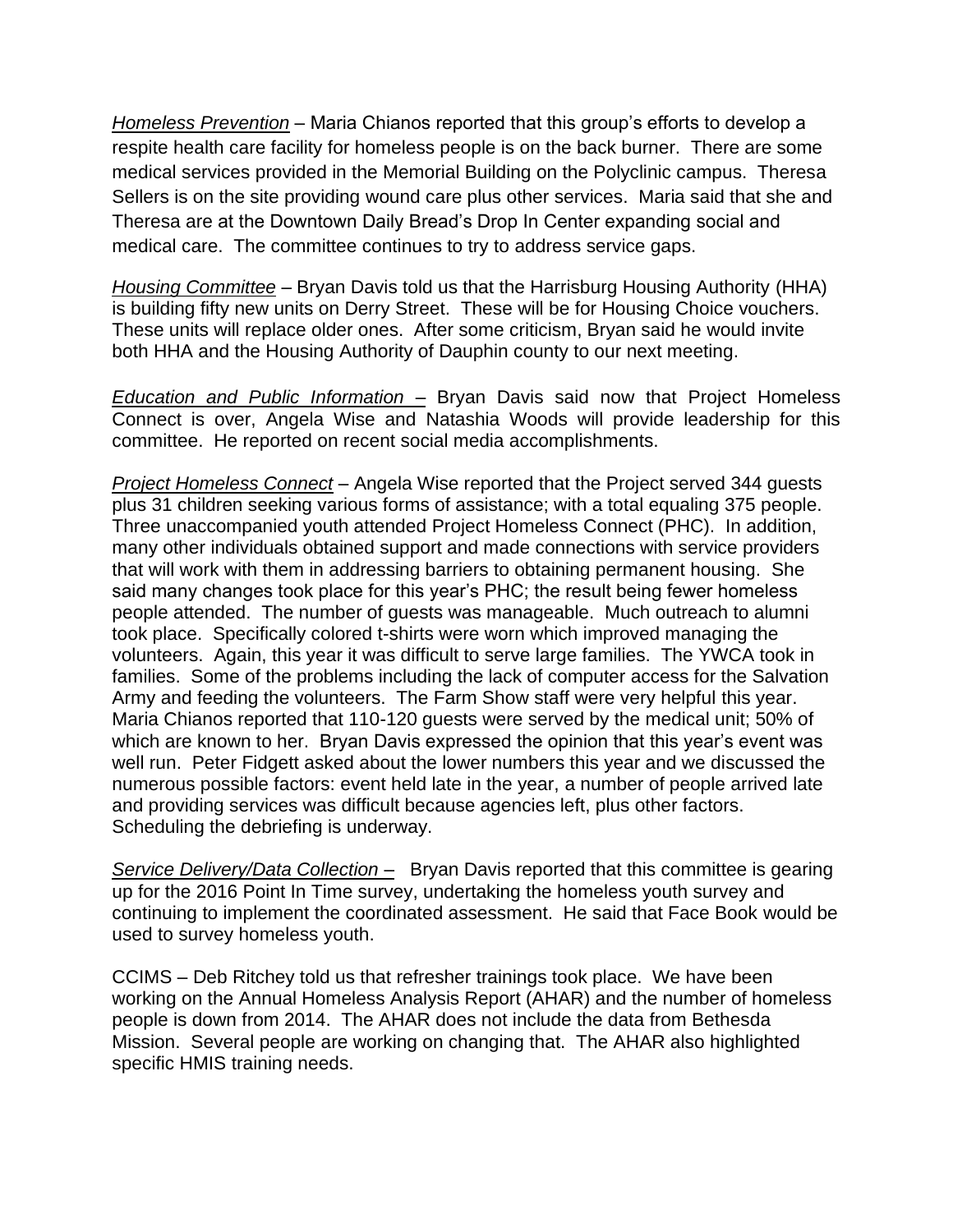*<u>Homeless Prevention</u>* – Maria Chianos reported that this group's efforts to develop a respite health care facility for homeless people is on the back burner. There are some medical services provided in the Memorial Building on the Polyclinic campus. Theresa Sellers is on the site providing wound care plus other services. Maria said that she and Theresa are at the Downtown Daily Bread's Drop In Center expanding social and medical care. The committee continues to try to address service gaps.

*<u>Housing Committee</u>* – Bryan Davis told us that the Harrisburg Housing Authority (HHA) is building fifty new units on Derry Street. These will be for Housing Choice vouchers. These units will replace older ones. After some criticism, Bryan said he would invite both HHA and the Housing Authority of Dauphin county to our next meeting.

*<u>Education and Public Information –</u>* Bryan Davis said now that Project Homeless Connect is over, Angela Wise and Natashia Woods will provide leadership for this committee. He reported on recent social media accomplishments.

*<u>Project Homeless Connect</u>* – Angela Wise reported that the Project served 344 guests plus 31 children seeking various forms of assistance; with a total equaling 375 people. Three unaccompanied youth attended Project Homeless Connect (PHC). In addition, many other individuals obtained support and made connections with service providers that will work with them in addressing barriers to obtaining permanent housing. She said many changes took place for this year's PHC; the result being fewer homeless people attended. The number of guests was manageable. Much outreach to alumni took place. Specifically colored t-shirts were worn which improved managing the volunteers. Again, this year it was difficult to serve large families. The YWCA took in families. Some of the problems including the lack of computer access for the Salvation Army and feeding the volunteers. The Farm Show staff were very helpful this year. Maria Chianos reported that 110-120 guests were served by the medical unit; 50% of which are known to her. Bryan Davis expressed the opinion that this year's event was well run. Peter Fidgett asked about the lower numbers this year and we discussed the numerous possible factors: event held late in the year, a number of people arrived late and providing services was difficult because agencies left, plus other factors. Scheduling the debriefing is underway.

*<u>Service Delivery/Data Collection –</u>* Bryan Davis reported that this committee is gearing up for the 2016 Point In Time survey, undertaking the homeless youth survey and continuing to implement the coordinated assessment. He said that Face Book would be used to survey homeless youth.

CCIMS – Deb Ritchey told us that refresher trainings took place. We have been working on the Annual Homeless Analysis Report (AHAR) and the number of homeless people is down from 2014. The AHAR does not include the data from Bethesda Mission. Several people are working on changing that. The AHAR also highlighted specific HMIS training needs.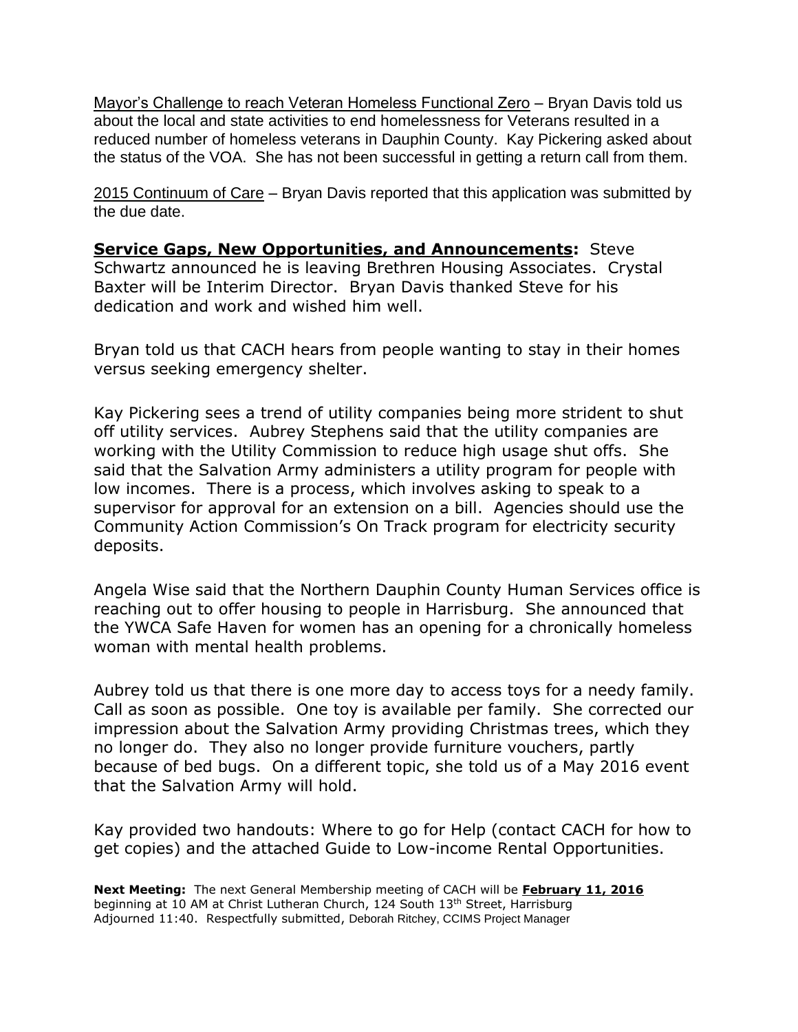Mayor's Challenge to reach Veteran Homeless Functional Zero – Bryan Davis told us about the local and state activities to end homelessness for Veterans resulted in a reduced number of homeless veterans in Dauphin County. Kay Pickering asked about the status of the VOA. She has not been successful in getting a return call from them.

2015 Continuum of Care – Bryan Davis reported that this application was submitted by the due date.

**Service Gaps, New Opportunities, and Announcements:** Steve Schwartz announced he is leaving Brethren Housing Associates. Crystal Baxter will be Interim Director. Bryan Davis thanked Steve for his dedication and work and wished him well.

Bryan told us that CACH hears from people wanting to stay in their homes versus seeking emergency shelter.

Kay Pickering sees a trend of utility companies being more strident to shut off utility services. Aubrey Stephens said that the utility companies are working with the Utility Commission to reduce high usage shut offs. She said that the Salvation Army administers a utility program for people with low incomes. There is a process, which involves asking to speak to a supervisor for approval for an extension on a bill. Agencies should use the Community Action Commission's On Track program for electricity security deposits.

Angela Wise said that the Northern Dauphin County Human Services office is reaching out to offer housing to people in Harrisburg. She announced that the YWCA Safe Haven for women has an opening for a chronically homeless woman with mental health problems.

Aubrey told us that there is one more day to access toys for a needy family. Call as soon as possible. One toy is available per family. She corrected our impression about the Salvation Army providing Christmas trees, which they no longer do. They also no longer provide furniture vouchers, partly because of bed bugs. On a different topic, she told us of a May 2016 event that the Salvation Army will hold.

Kay provided two handouts: Where to go for Help (contact CACH for how to get copies) and the attached Guide to Low-income Rental Opportunities.

**Next Meeting:** The next General Membership meeting of CACH will be **February 11, 2016** beginning at 10 AM at Christ Lutheran Church, 124 South 13th Street, Harrisburg
Adjourned 11:40. Respectfully submitted, Deborah Ritchey, CCIMS Project Manager